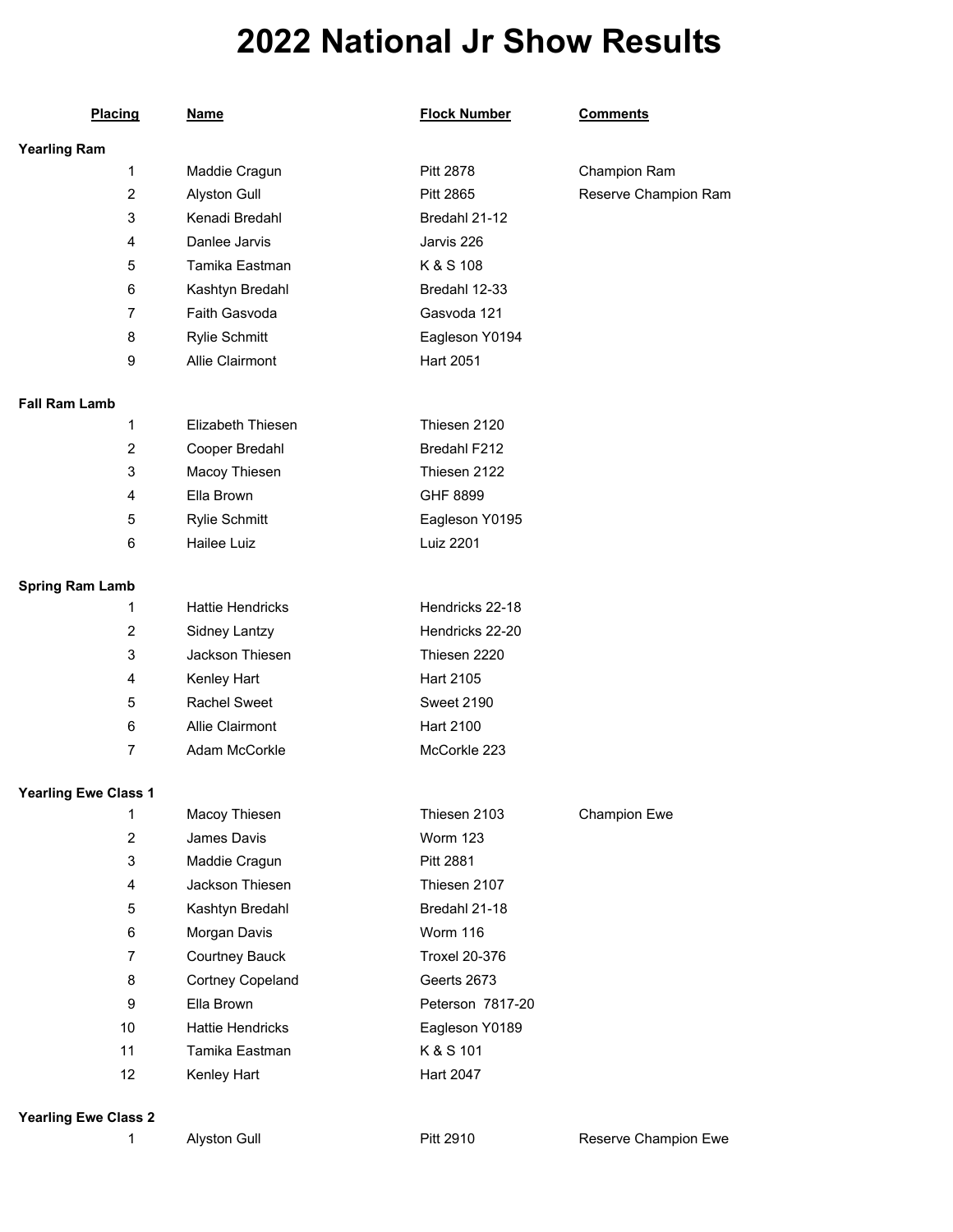# 2022 National Jr Show Results

| Placing | Name | Flock Number | Comments |
|---|---|---|---|
| **Yearling Ram** | | | |
| 1 | Maddie Cragun | Pitt 2878 | Champion Ram |
| 2 | Alyston Gull | Pitt 2865 | Reserve Champion Ram |
| 3 | Kenadi Bredahl | Bredahl 21-12 | |
| 4 | Danlee Jarvis | Jarvis 226 | |
| 5 | Tamika Eastman | K & S 108 | |
| 6 | Kashtyn Bredahl | Bredahl 12-33 | |
| 7 | Faith Gasvoda | Gasvoda 121 | |
| 8 | Rylie Schmitt | Eagleson Y0194 | |
| 9 | Allie Clairmont | Hart 2051 | |
| **Fall Ram Lamb** | | | |
| 1 | Elizabeth Thiesen | Thiesen 2120 | |
| 2 | Cooper Bredahl | Bredahl F212 | |
| 3 | Macoy Thiesen | Thiesen 2122 | |
| 4 | Ella Brown | GHF 8899 | |
| 5 | Rylie Schmitt | Eagleson Y0195 | |
| 6 | Hailee Luiz | Luiz 2201 | |
| **Spring Ram Lamb** | | | |
| 1 | Hattie Hendricks | Hendricks 22-18 | |
| 2 | Sidney Lantzy | Hendricks 22-20 | |
| 3 | Jackson Thiesen | Thiesen 2220 | |
| 4 | Kenley Hart | Hart 2105 | |
| 5 | Rachel Sweet | Sweet 2190 | |
| 6 | Allie Clairmont | Hart 2100 | |
| 7 | Adam McCorkle | McCorkle 223 | |
| **Yearling Ewe Class 1** | | | |
| 1 | Macoy Thiesen | Thiesen 2103 | Champion Ewe |
| 2 | James Davis | Worm 123 | |
| 3 | Maddie Cragun | Pitt 2881 | |
| 4 | Jackson Thiesen | Thiesen 2107 | |
| 5 | Kashtyn Bredahl | Bredahl 21-18 | |
| 6 | Morgan Davis | Worm 116 | |
| 7 | Courtney Bauck | Troxel 20-376 | |
| 8 | Cortney Copeland | Geerts 2673 | |
| 9 | Ella Brown | Peterson 7817-20 | |
| 10 | Hattie Hendricks | Eagleson Y0189 | |
| 11 | Tamika Eastman | K & S 101 | |
| 12 | Kenley Hart | Hart 2047 | |
| **Yearling Ewe Class 2** | | | |
| 1 | Alyston Gull | Pitt 2910 | Reserve Champion Ewe |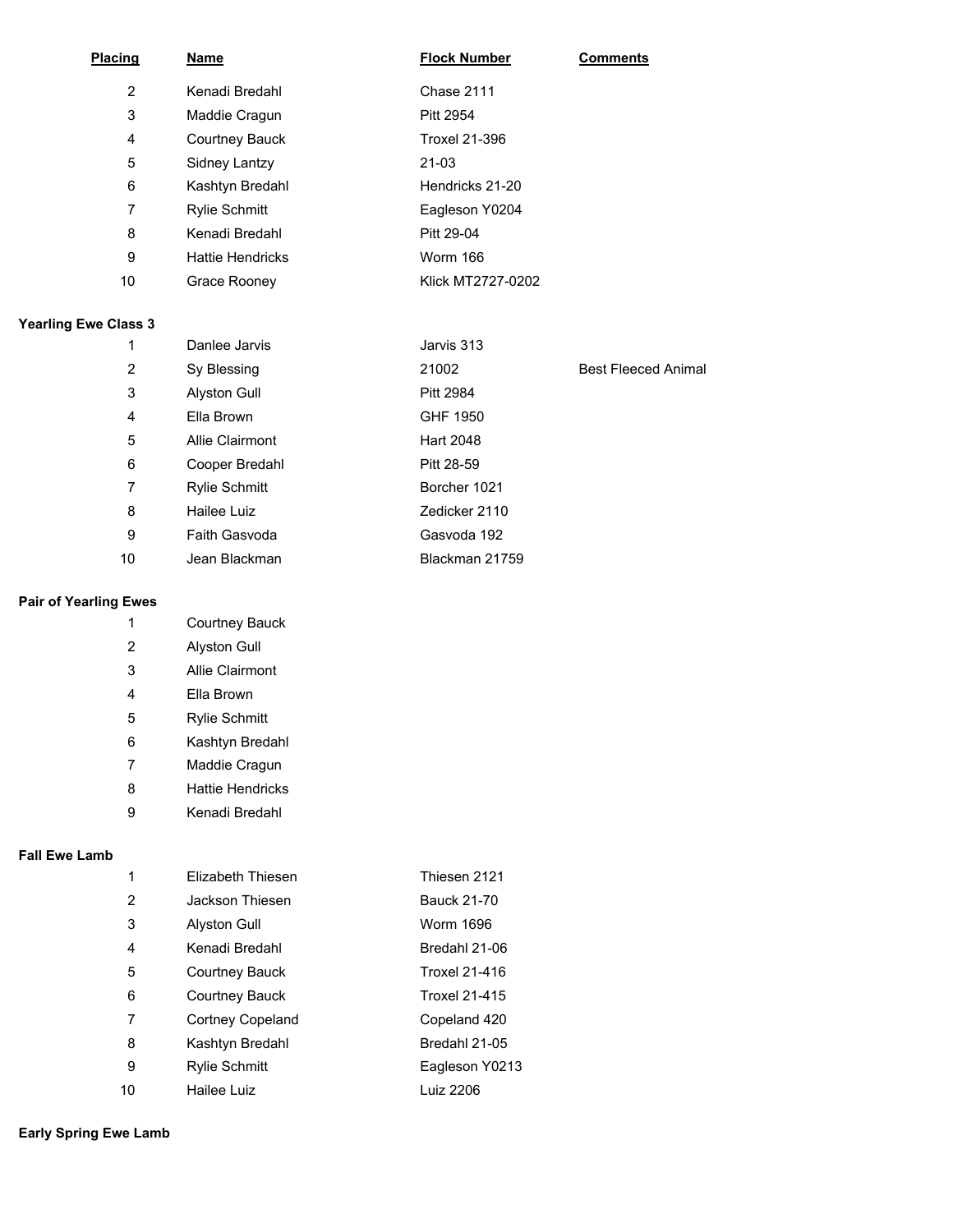| Placing | Name | Flock Number | Comments |
|---|---|---|---|
| 2 | Kenadi Bredahl | Chase 2111 | |
| 3 | Maddie Cragun | Pitt 2954 | |
| 4 | Courtney Bauck | Troxel 21-396 | |
| 5 | Sidney Lantzy | 21-03 | |
| 6 | Kashtyn Bredahl | Hendricks 21-20 | |
| 7 | Rylie Schmitt | Eagleson Y0204 | |
| 8 | Kenadi Bredahl | Pitt 29-04 | |
| 9 | Hattie Hendricks | Worm 166 | |
| 10 | Grace Rooney | Klick MT2727-0202 | |

**Yearling Ewe Class 3**

| Placing | Name | Flock Number | Comments |
|---|---|---|---|
| 1 | Danlee Jarvis | Jarvis 313 | |
| 2 | Sy Blessing | 21002 | Best Fleeced Animal |
| 3 | Alyston Gull | Pitt 2984 | |
| 4 | Ella Brown | GHF 1950 | |
| 5 | Allie Clairmont | Hart 2048 | |
| 6 | Cooper Bredahl | Pitt 28-59 | |
| 7 | Rylie Schmitt | Borcher 1021 | |
| 8 | Hailee Luiz | Zedicker 2110 | |
| 9 | Faith Gasvoda | Gasvoda 192 | |
| 10 | Jean Blackman | Blackman 21759 | |

**Pair of Yearling Ewes**

| Placing | Name | Flock Number | Comments |
|---|---|---|---|
| 1 | Courtney Bauck | | |
| 2 | Alyston Gull | | |
| 3 | Allie Clairmont | | |
| 4 | Ella Brown | | |
| 5 | Rylie Schmitt | | |
| 6 | Kashtyn Bredahl | | |
| 7 | Maddie Cragun | | |
| 8 | Hattie Hendricks | | |
| 9 | Kenadi Bredahl | | |

**Fall Ewe Lamb**

| Placing | Name | Flock Number | Comments |
|---|---|---|---|
| 1 | Elizabeth Thiesen | Thiesen 2121 | |
| 2 | Jackson Thiesen | Bauck 21-70 | |
| 3 | Alyston Gull | Worm 1696 | |
| 4 | Kenadi Bredahl | Bredahl 21-06 | |
| 5 | Courtney Bauck | Troxel 21-416 | |
| 6 | Courtney Bauck | Troxel 21-415 | |
| 7 | Cortney Copeland | Copeland 420 | |
| 8 | Kashtyn Bredahl | Bredahl 21-05 | |
| 9 | Rylie Schmitt | Eagleson Y0213 | |
| 10 | Hailee Luiz | Luiz 2206 | |

**Early Spring Ewe Lamb**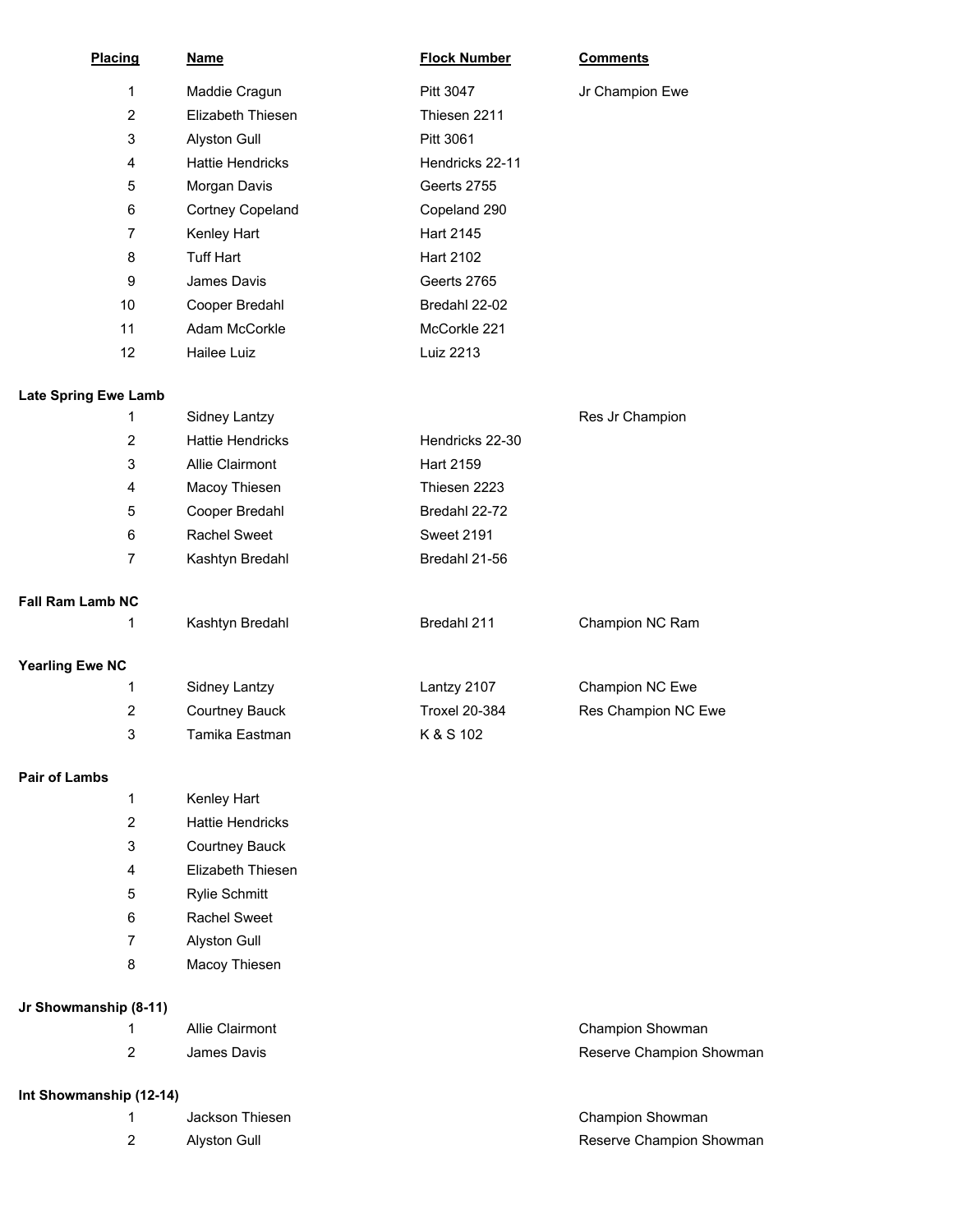| Placing | Name | Flock Number | Comments |
|---|---|---|---|
| 1 | Maddie Cragun | Pitt 3047 | Jr Champion Ewe |
| 2 | Elizabeth Thiesen | Thiesen 2211 | |
| 3 | Alyston Gull | Pitt 3061 | |
| 4 | Hattie Hendricks | Hendricks 22-11 | |
| 5 | Morgan Davis | Geerts 2755 | |
| 6 | Cortney Copeland | Copeland 290 | |
| 7 | Kenley Hart | Hart 2145 | |
| 8 | Tuff Hart | Hart 2102 | |
| 9 | James Davis | Geerts 2765 | |
| 10 | Cooper Bredahl | Bredahl 22-02 | |
| 11 | Adam McCorkle | McCorkle 221 | |
| 12 | Hailee Luiz | Luiz 2213 | |

**Late Spring Ewe Lamb**

| Placing | Name | Flock Number | Comments |
|---|---|---|---|
| 1 | Sidney Lantzy | | Res Jr Champion |
| 2 | Hattie Hendricks | Hendricks 22-30 | |
| 3 | Allie Clairmont | Hart 2159 | |
| 4 | Macoy Thiesen | Thiesen 2223 | |
| 5 | Cooper Bredahl | Bredahl 22-72 | |
| 6 | Rachel Sweet | Sweet 2191 | |
| 7 | Kashtyn Bredahl | Bredahl 21-56 | |

**Fall Ram Lamb NC**

| Placing | Name | Flock Number | Comments |
|---|---|---|---|
| 1 | Kashtyn Bredahl | Bredahl 211 | Champion NC Ram |

**Yearling Ewe NC**

| Placing | Name | Flock Number | Comments |
|---|---|---|---|
| 1 | Sidney Lantzy | Lantzy 2107 | Champion NC Ewe |
| 2 | Courtney Bauck | Troxel 20-384 | Res Champion NC Ewe |
| 3 | Tamika Eastman | K & S 102 | |

**Pair of Lambs**

| Placing | Name | Flock Number | Comments |
|---|---|---|---|
| 1 | Kenley Hart | | |
| 2 | Hattie Hendricks | | |
| 3 | Courtney Bauck | | |
| 4 | Elizabeth Thiesen | | |
| 5 | Rylie Schmitt | | |
| 6 | Rachel Sweet | | |
| 7 | Alyston Gull | | |
| 8 | Macoy Thiesen | | |

**Jr Showmanship (8-11)**

| Placing | Name | Flock Number | Comments |
|---|---|---|---|
| 1 | Allie Clairmont | | Champion Showman |
| 2 | James Davis | | Reserve Champion Showman |

**Int Showmanship (12-14)**

| Placing | Name | Flock Number | Comments |
|---|---|---|---|
| 1 | Jackson Thiesen | | Champion Showman |
| 2 | Alyston Gull | | Reserve Champion Showman |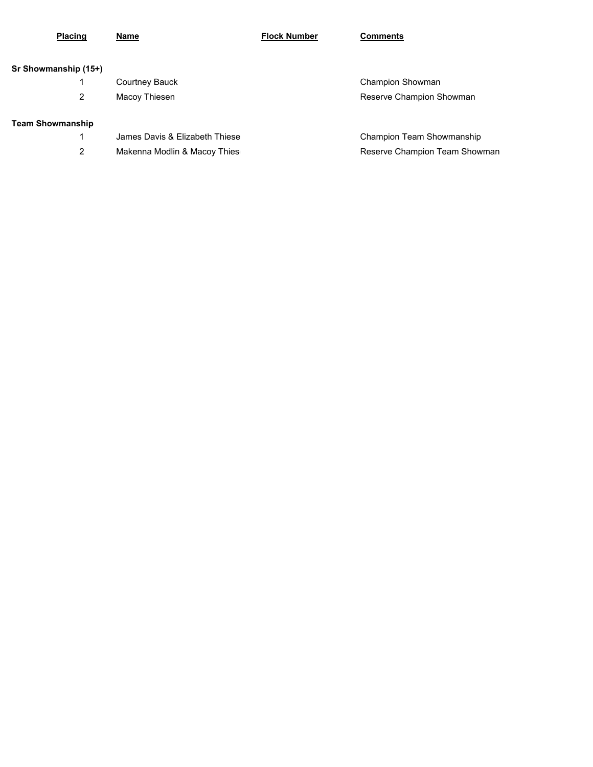| Placing | Name | Flock Number | Comments |
|---|---|---|---|
| **Sr Showmanship (15+)** | | | |
| 1 | Courtney Bauck | | Champion Showman |
| 2 | Macoy Thiesen | | Reserve Champion Showman |
| **Team Showmanship** | | | |
| 1 | James Davis & Elizabeth Thiese | | Champion Team Showmanship |
| 2 | Makenna Modlin & Macoy Thiese | | Reserve Champion Team Showman |